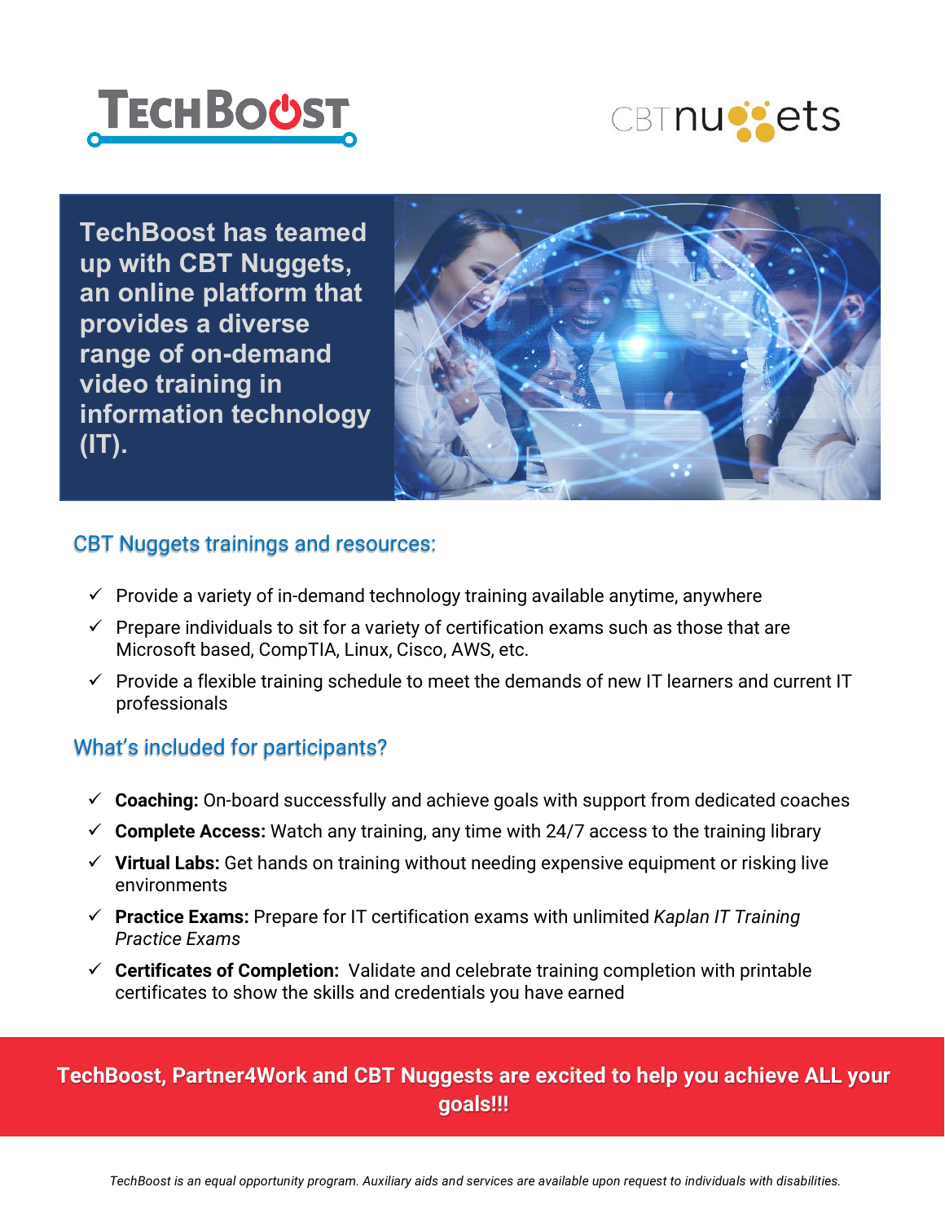TECHBOOST

CBTnuggets

**TechBoost has teamed up with CBT Nuggets, an online platform that provides a diverse range of on-demand video training in information technology (IT).**

## CBT Nuggets trainings and resources:

- ✓ Provide a variety of in-demand technology training available anytime, anywhere
- ✓ Prepare individuals to sit for a variety of certification exams such as those that are Microsoft based, CompTIA, Linux, Cisco, AWS, etc.
- ✓ Provide a flexible training schedule to meet the demands of new IT learners and current IT professionals

## What's included for participants?

- ✓ **Coaching:** On-board successfully and achieve goals with support from dedicated coaches
- ✓ **Complete Access:** Watch any training, any time with 24/7 access to the training library
- ✓ **Virtual Labs:** Get hands on training without needing expensive equipment or risking live environments
- ✓ **Practice Exams:** Prepare for IT certification exams with unlimited *Kaplan IT Training Practice Exams*
- ✓ **Certificates of Completion:** Validate and celebrate training completion with printable certificates to show the skills and credentials you have earned

**TechBoost, Partner4Work and CBT Nuggests are excited to help you achieve ALL your goals!!!**

*TechBoost is an equal opportunity program. Auxiliary aids and services are available upon request to individuals with disabilities.*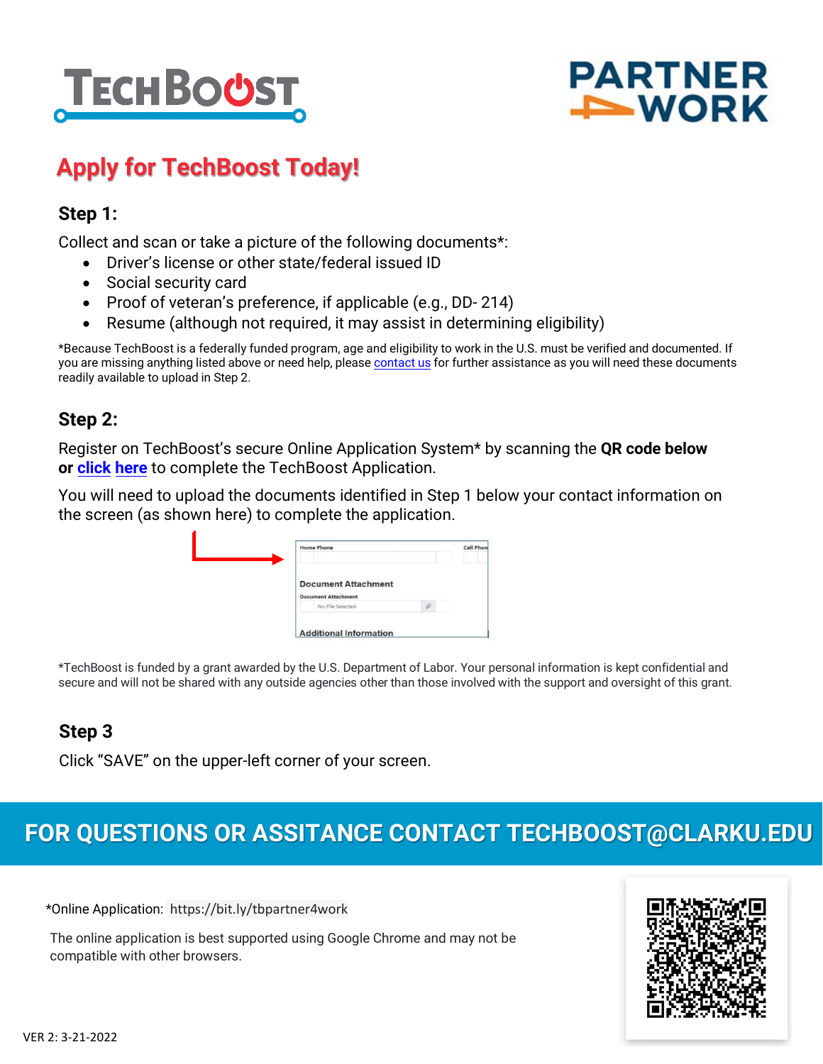# Apply for TechBoost Today!

### Step 1:

Collect and scan or take a picture of the following documents*:

- Driver's license or other state/federal issued ID
- Social security card
- Proof of veteran's preference, if applicable (e.g., DD- 214)
- Resume (although not required, it may assist in determining eligibility)

*Because TechBoost is a federally funded program, age and eligibility to work in the U.S. must be verified and documented. If you are missing anything listed above or need help, please contact us for further assistance as you will need these documents readily available to upload in Step 2.

### Step 2:

Register on TechBoost's secure Online Application System* by scanning the **QR code below or click here** to complete the TechBoost Application.

You will need to upload the documents identified in Step 1 below your contact information on the screen (as shown here) to complete the application.

Home Phone

Cell Phon

Document Attachment

Document Attachment

No File Selected

Additional Information

*TechBoost is funded by a grant awarded by the U.S. Department of Labor. Your personal information is kept confidential and secure and will not be shared with any outside agencies other than those involved with the support and oversight of this grant.

### Step 3

Click "SAVE" on the upper-left corner of your screen.

## FOR QUESTIONS OR ASSITANCE CONTACT TECHBOOST@CLARKU.EDU

*Online Application: https://bit.ly/tbpartner4work

The online application is best supported using Google Chrome and may not be compatible with other browsers.

VER 2: 3-21-2022